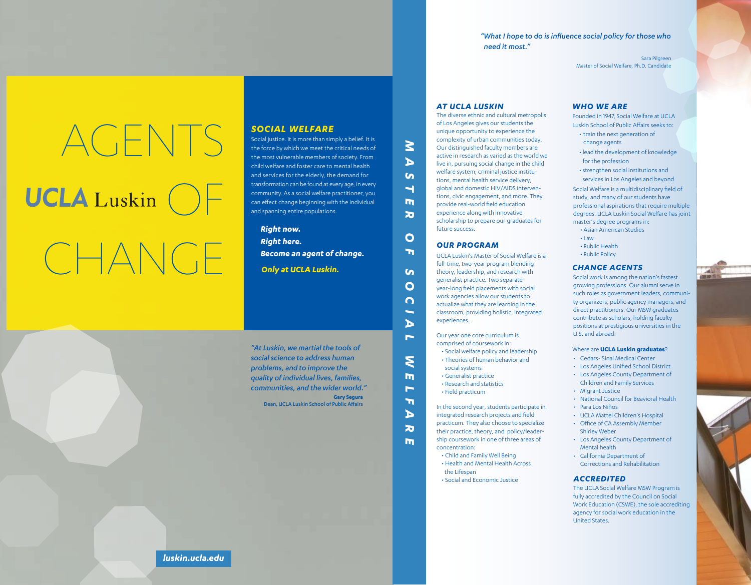# AGENTS OF CHANGE

UCLA Luskin

## SOCIAL WELFARE

Social justice. It is more than simply a belief. It is the force by which we meet the critical needs of the most vulnerable members of society. From child welfare and foster care to mental health and services for the elderly, the demand for transformation can be found at every age, in every community. As a social welfare practitioner, you can effect change beginning with the individual and spanning entire populations.

***Right now.***
***Right here.***
***Become an agent of change.***

***Only at UCLA Luskin.***

*"At Luskin, we martial the tools of social science to address human problems, and to improve the quality of individual lives, families, communities, and the wider world."*

**Gary Segura**
Dean, UCLA Luskin School of Public Affairs

**luskin.ucla.edu**

# MASTER OF SOCIAL WELFARE

*"What I hope to do is influence social policy for those who need it most."*

Sara Pilgreen
Master of Social Welfare, Ph.D. Candidate

## AT UCLA LUSKIN

The diverse ethnic and cultural metropolis of Los Angeles gives our students the unique opportunity to experience the complexity of urban communities today. Our distinguished faculty members are active in research as varied as the world we live in, pursuing social change in the child welfare system, criminal justice institutions, mental health service delivery, global and domestic HIV/AIDS interventions, civic engagement, and more. They provide real-world field education experience along with innovative scholarship to prepare our graduates for future success.

## OUR PROGRAM

UCLA Luskin's Master of Social Welfare is a full-time, two-year program blending theory, leadership, and research with generalist practice. Two separate year-long field placements with social work agencies allow our students to actualize what they are learning in the classroom, providing holistic, integrated experiences.

Our year one core curriculum is comprised of coursework in:

- Social welfare policy and leadership
- Theories of human behavior and social systems
- Generalist practice
- Research and statistics
- Field practicum

In the second year, students participate in integrated research projects and field practicum. They also choose to specialize their practice, theory, and policy/leadership coursework in one of three areas of concentration:

- Child and Family Well Being
- Health and Mental Health Across the Lifespan
- Social and Economic Justice

## WHO WE ARE

Founded in 1947, Social Welfare at UCLA Luskin School of Public Affairs seeks to:

- train the next generation of change agents
- lead the development of knowledge for the profession
- strengthen social institutions and services in Los Angeles and beyond

Social Welfare is a multidisciplinary field of study, and many of our students have professional aspirations that require multiple degrees. UCLA Luskin Social Welfare has joint master's degree programs in:

- Asian American Studies
- Law
- Public Health
- Public Policy

## CHANGE AGENTS

Social work is among the nation's fastest growing professions. Our alumni serve in such roles as government leaders, community organizers, public agency managers, and direct practitioners. Our MSW graduates contribute as scholars, holding faculty positions at prestigious universities in the U.S. and abroad.

Where are **UCLA Luskin graduates**?

- Cedars- Sinai Medical Center
- Los Angeles Unified School District
- Los Angeles County Department of Children and Family Services
- Migrant Justice
- National Council for Beavioral Health
- Para Los Niños
- UCLA Mattel Children's Hospital
- Office of CA Assembly Member Shirley Weber
- Los Angeles County Department of Mental health
- California Department of Corrections and Rehabilitation

## ACCREDITED

The UCLA Social Welfare MSW Program is fully accredited by the Council on Social Work Education (CSWE), the sole accrediting agency for social work education in the United States.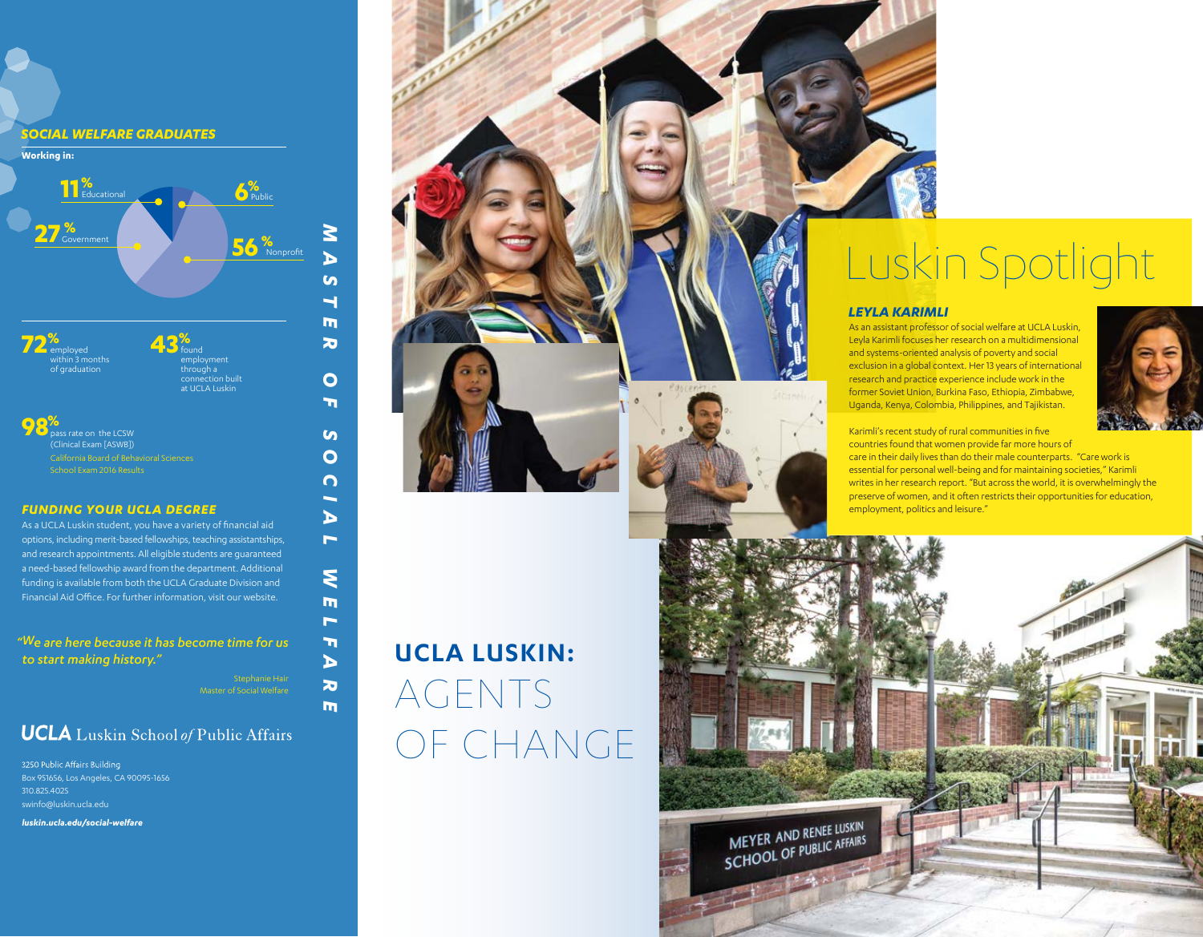## SOCIAL WELFARE GRADUATES

**Working in:**

11% Educational

6% Public

27% Government

56% Nonprofit

72% employed within 3 months of graduation

43% found employment through a connection built at UCLA Luskin

98% pass rate on the LCSW (Clinical Exam [ASWB])

California Board of Behavioral Sciences School Exam 2016 Results

## FUNDING YOUR UCLA DEGREE

As a UCLA Luskin student, you have a variety of financial aid options, including merit-based fellowships, teaching assistantships, and research appointments. All eligible students are guaranteed a need-based fellowship award from the department. Additional funding is available from both the UCLA Graduate Division and Financial Aid Office. For further information, visit our website.

*"We are here because it has become time for us to start making history."*

Stephanie Hair
Master of Social Welfare

**UCLA** Luskin School *of* Public Affairs

3250 Public Affairs Building
Box 951656, Los Angeles, CA 90095-1656
310.825.4025
swinfo@luskin.ucla.edu

***luskin.ucla.edu/social-welfare***

MASTER OF SOCIAL WELFARE

# Luskin Spotlight

### LEYLA KARIMLI

As an assistant professor of social welfare at UCLA Luskin, Leyla Karimli focuses her research on a multidimensional and systems-oriented analysis of poverty and social exclusion in a global context. Her 13 years of international research and practice experience include work in the former Soviet Union, Burkina Faso, Ethiopia, Zimbabwe, Uganda, Kenya, Colombia, Philippines, and Tajikistan.

Karimli's recent study of rural communities in five countries found that women provide far more hours of care in their daily lives than do their male counterparts. "Care work is essential for personal well-being and for maintaining societies," Karimli writes in her research report. "But across the world, it is overwhelmingly the preserve of women, and it often restricts their opportunities for education, employment, politics and leisure."

# UCLA LUSKIN: AGENTS OF CHANGE

MEYER AND RENEE LUSKIN SCHOOL OF PUBLIC AFFAIRS